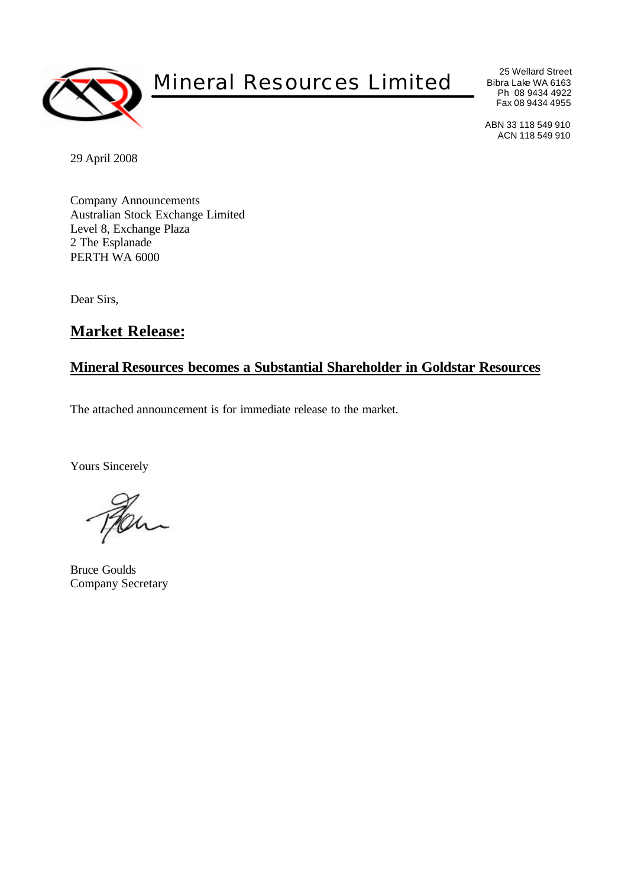# Mineral Resources Limited

25 Wellard Street
Bibra Lake WA 6163
Ph 08 9434 4922
Fax 08 9434 4955

ABN 33 118 549 910
ACN 118 549 910

29 April 2008

Company Announcements
Australian Stock Exchange Limited
Level 8, Exchange Plaza
2 The Esplanade
PERTH WA 6000

Dear Sirs,

## **Market Release:**

### **Mineral Resources becomes a Substantial Shareholder in Goldstar Resources**

The attached announcement is for immediate release to the market.

Yours Sincerely

Bruce Goulds
Company Secretary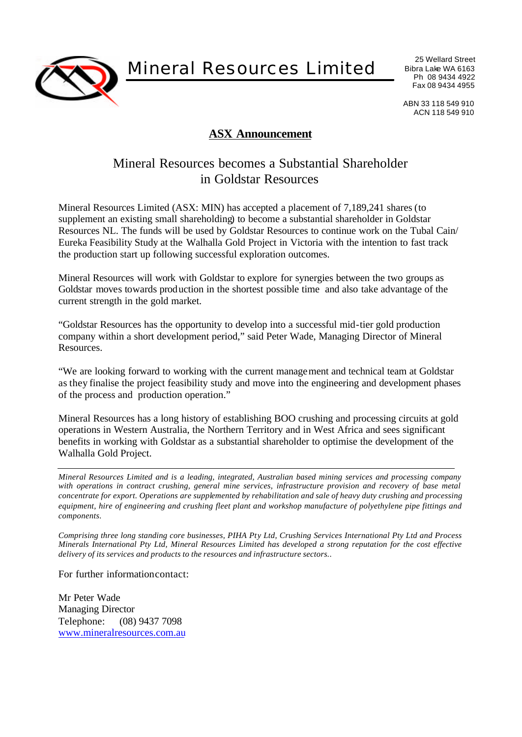# Mineral Resources Limited

25 Wellard Street
Bibra Lake WA 6163
Ph 08 9434 4922
Fax 08 9434 4955

ABN 33 118 549 910
ACN 118 549 910

## ASX Announcement

## Mineral Resources becomes a Substantial Shareholder in Goldstar Resources

Mineral Resources Limited (ASX: MIN) has accepted a placement of 7,189,241 shares (to supplement an existing small shareholding) to become a substantial shareholder in Goldstar Resources NL. The funds will be used by Goldstar Resources to continue work on the Tubal Cain/ Eureka Feasibility Study at the Walhalla Gold Project in Victoria with the intention to fast track the production start up following successful exploration outcomes.

Mineral Resources will work with Goldstar to explore for synergies between the two groups as Goldstar moves towards production in the shortest possible time and also take advantage of the current strength in the gold market.

"Goldstar Resources has the opportunity to develop into a successful mid-tier gold production company within a short development period," said Peter Wade, Managing Director of Mineral Resources.

"We are looking forward to working with the current management and technical team at Goldstar as they finalise the project feasibility study and move into the engineering and development phases of the process and production operation."

Mineral Resources has a long history of establishing BOO crushing and processing circuits at gold operations in Western Australia, the Northern Territory and in West Africa and sees significant benefits in working with Goldstar as a substantial shareholder to optimise the development of the Walhalla Gold Project.

---

*Mineral Resources Limited and is a leading, integrated, Australian based mining services and processing company with operations in contract crushing, general mine services, infrastructure provision and recovery of base metal concentrate for export. Operations are supplemented by rehabilitation and sale of heavy duty crushing and processing equipment, hire of engineering and crushing fleet plant and workshop manufacture of polyethylene pipe fittings and components.*

*Comprising three long standing core businesses, PIHA Pty Ltd, Crushing Services International Pty Ltd and Process Minerals International Pty Ltd, Mineral Resources Limited has developed a strong reputation for the cost effective delivery of its services and products to the resources and infrastructure sectors..*

For further information contact:

Mr Peter Wade
Managing Director
Telephone: (08) 9437 7098
www.mineralresources.com.au